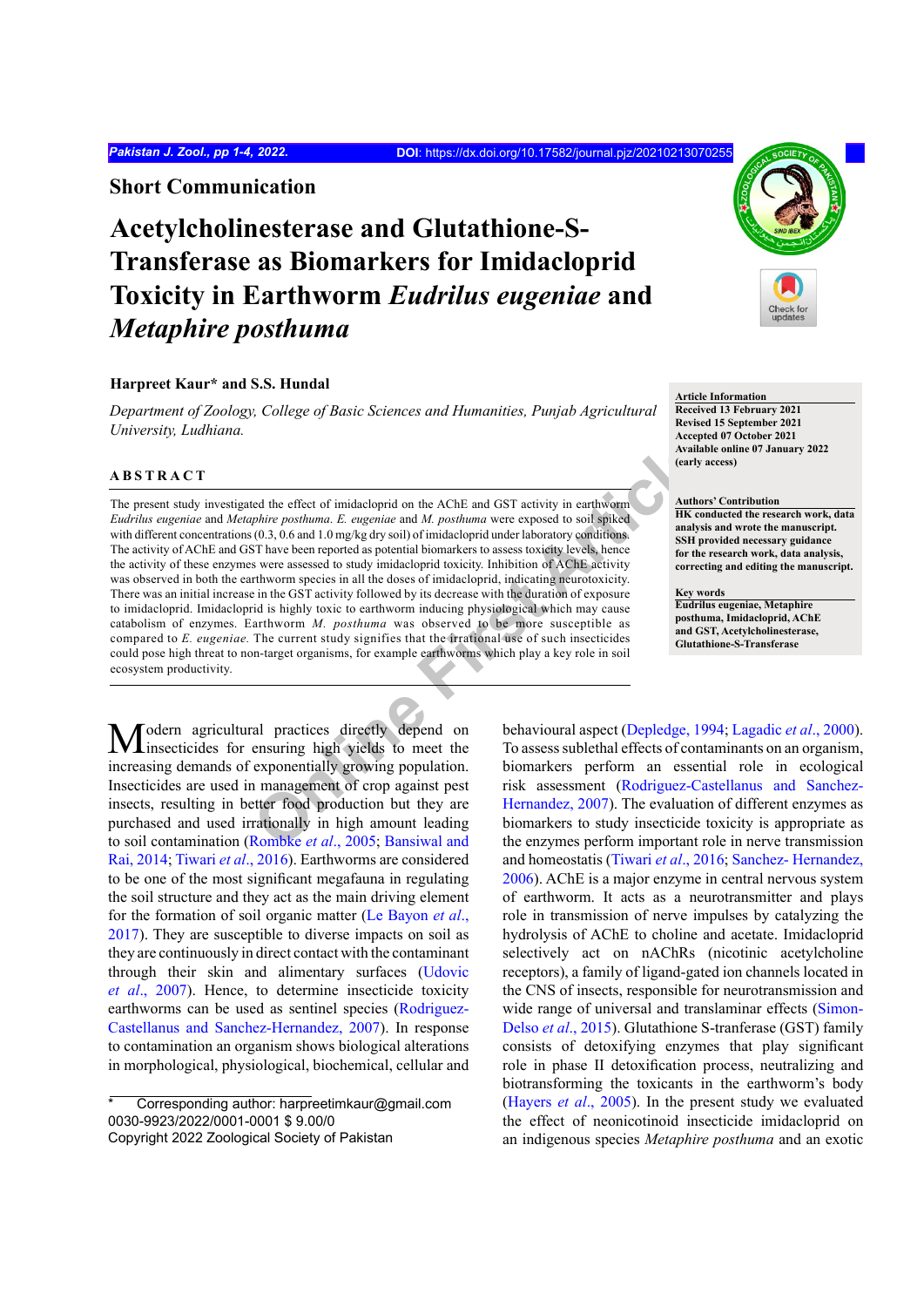Short Communication

# Acetylcholinesterase and Glutathione-S-Transferase as Biomarkers for Imidacloprid Toxicity in Earthworm *Eudrilus eugeniae* and *Metaphire posthuma*

**Harpreet Kaur\* and S.S. Hundal**

*Department of Zoology, College of Basic Sciences and Humanities, Punjab Agricultural University, Ludhiana.*

**Article Information**
Received 13 February 2021
Revised 15 September 2021
Accepted 07 October 2021
Available online 07 January 2022
(early access)

**Authors' Contribution**
HK conducted the research work, data analysis and wrote the manuscript. SSH provided necessary guidance for the research work, data analysis, correcting and editing the manuscript.

**Key words**
Eudrilus eugeniae, Metaphire posthuma, Imidacloprid, AChE and GST, Acetylcholinesterase, Glutathione-S-Transferase

## ABSTRACT

The present study investigated the effect of imidacloprid on the AChE and GST activity in earthworm *Eudrilus eugeniae* and *Metaphire posthuma*. *E. eugeniae* and *M. posthuma* were exposed to soil spiked with different concentrations (0.3, 0.6 and 1.0 mg/kg dry soil) of imidacloprid under laboratory conditions. The activity of AChE and GST have been reported as potential biomarkers to assess toxicity levels, hence the activity of these enzymes were assessed to study imidacloprid toxicity. Inhibition of AChE activity was observed in both the earthworm species in all the doses of imidacloprid, indicating neurotoxicity. There was an initial increase in the GST activity followed by its decrease with the duration of exposure to imidacloprid. Imidacloprid is highly toxic to earthworm inducing physiological which may cause catabolism of enzymes. Earthworm *M. posthuma* was observed to be more susceptible as compared to *E. eugeniae*. The current study signifies that the irrational use of such insecticides could pose high threat to non-target organisms, for example earthworms which play a key role in soil ecosystem productivity.

Modern agricultural practices directly depend on insecticides for ensuring high yields to meet the increasing demands of exponentially growing population. Insecticides are used in management of crop against pest insects, resulting in better food production but they are purchased and used irrationally in high amount leading to soil contamination (Rombke *et al*., 2005; Bansiwal and Rai, 2014; Tiwari *et al*., 2016). Earthworms are considered to be one of the most significant megafauna in regulating the soil structure and they act as the main driving element for the formation of soil organic matter (Le Bayon *et al*., 2017). They are susceptible to diverse impacts on soil as they are continuously in direct contact with the contaminant through their skin and alimentary surfaces (Udovic *et al*., 2007). Hence, to determine insecticide toxicity earthworms can be used as sentinel species (Rodriguez-Castellanus and Sanchez-Hernandez, 2007). In response to contamination an organism shows biological alterations in morphological, physiological, biochemical, cellular and behavioural aspect (Depledge, 1994; Lagadic *et al*., 2000). To assess sublethal effects of contaminants on an organism, biomarkers perform an essential role in ecological risk assessment (Rodriguez-Castellanus and Sanchez-Hernandez, 2007). The evaluation of different enzymes as biomarkers to study insecticide toxicity is appropriate as the enzymes perform important role in nerve transmission and homeostatis (Tiwari *et al*., 2016; Sanchez- Hernandez, 2006). AChE is a major enzyme in central nervous system of earthworm. It acts as a neurotransmitter and plays role in transmission of nerve impulses by catalyzing the hydrolysis of AChE to choline and acetate. Imidacloprid selectively act on nAChRs (nicotinic acetylcholine receptors), a family of ligand-gated ion channels located in the CNS of insects, responsible for neurotransmission and wide range of universal and translaminar effects (Simon-Delso *et al*., 2015). Glutathione S-tranferase (GST) family consists of detoxifying enzymes that play significant role in phase II detoxification process, neutralizing and biotransforming the toxicants in the earthworm's body (Hayers *et al*., 2005). In the present study we evaluated the effect of neonicotinoid insecticide imidacloprid on an indigenous species *Metaphire posthuma* and an exotic

\* Corresponding author: harpreetimkaur@gmail.com
0030-9923/2022/0001-0001 $ 9.00/0
Copyright 2022 Zoological Society of Pakistan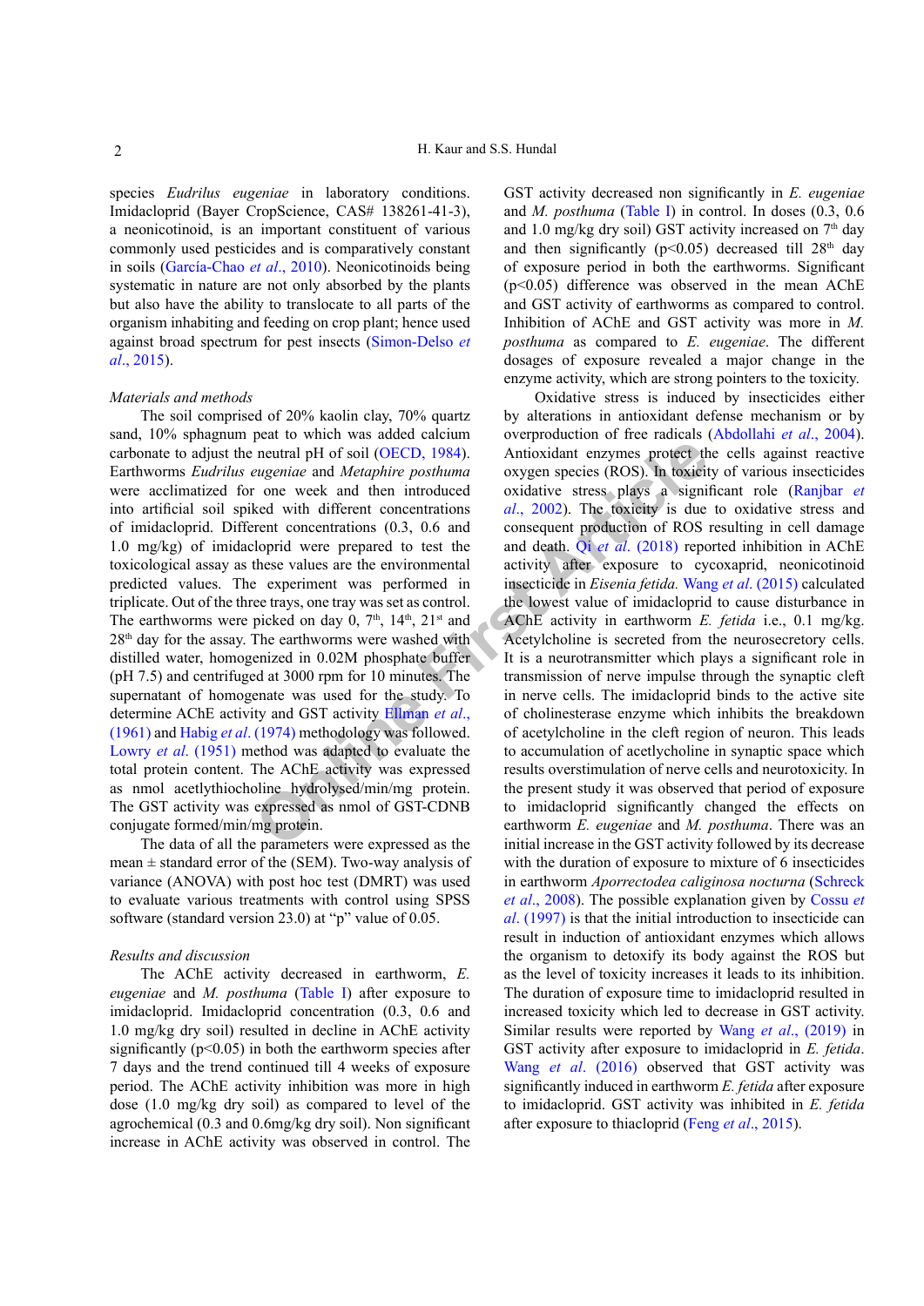species *Eudrilus eugeniae* in laboratory conditions. Imidacloprid (Bayer CropScience, CAS# 138261-41-3), a neonicotinoid, is an important constituent of various commonly used pesticides and is comparatively constant in soils (García-Chao *et al*., 2010). Neonicotinoids being systematic in nature are not only absorbed by the plants but also have the ability to translocate to all parts of the organism inhabiting and feeding on crop plant; hence used against broad spectrum for pest insects (Simon-Delso *et al*., 2015).

### *Materials and methods*

The soil comprised of 20% kaolin clay, 70% quartz sand, 10% sphagnum peat to which was added calcium carbonate to adjust the neutral pH of soil (OECD, 1984). Earthworms *Eudrilus eugeniae* and *Metaphire posthuma* were acclimatized for one week and then introduced into artificial soil spiked with different concentrations of imidacloprid. Different concentrations (0.3, 0.6 and 1.0 mg/kg) of imidacloprid were prepared to test the toxicological assay as these values are the environmental predicted values. The experiment was performed in triplicate. Out of the three trays, one tray was set as control. The earthworms were picked on day 0, 7th, 14th, 21st and 28th day for the assay. The earthworms were washed with distilled water, homogenized in 0.02M phosphate buffer (pH 7.5) and centrifuged at 3000 rpm for 10 minutes. The supernatant of homogenate was used for the study. To determine AChE activity and GST activity Ellman *et al*., (1961) and Habig *et al*. (1974) methodology was followed. Lowry *et al*. (1951) method was adapted to evaluate the total protein content. The AChE activity was expressed as nmol acetlythiocholine hydrolysed/min/mg protein. The GST activity was expressed as nmol of GST-CDNB conjugate formed/min/mg protein.

The data of all the parameters were expressed as the mean ± standard error of the (SEM). Two-way analysis of variance (ANOVA) with post hoc test (DMRT) was used to evaluate various treatments with control using SPSS software (standard version 23.0) at "p" value of 0.05.

### *Results and discussion*

The AChE activity decreased in earthworm, *E. eugeniae* and *M. posthuma* (Table I) after exposure to imidacloprid. Imidacloprid concentration (0.3, 0.6 and 1.0 mg/kg dry soil) resulted in decline in AChE activity significantly ($p<0.05$) in both the earthworm species after 7 days and the trend continued till 4 weeks of exposure period. The AChE activity inhibition was more in high dose (1.0 mg/kg dry soil) as compared to level of the agrochemical (0.3 and 0.6mg/kg dry soil). Non significant increase in AChE activity was observed in control. The GST activity decreased non significantly in *E. eugeniae* and *M. posthuma* (Table I) in control. In doses (0.3, 0.6 and 1.0 mg/kg dry soil) GST activity increased on 7th day and then significantly ($p<0.05$) decreased till 28th day of exposure period in both the earthworms. Significant ($p<0.05$) difference was observed in the mean AChE and GST activity of earthworms as compared to control. Inhibition of AChE and GST activity was more in *M. posthuma* as compared to *E. eugeniae*. The different dosages of exposure revealed a major change in the enzyme activity, which are strong pointers to the toxicity.

Oxidative stress is induced by insecticides either by alterations in antioxidant defense mechanism or by overproduction of free radicals (Abdollahi *et al*., 2004). Antioxidant enzymes protect the cells against reactive oxygen species (ROS). In toxicity of various insecticides oxidative stress plays a significant role (Ranjbar *et al*., 2002). The toxicity is due to oxidative stress and consequent production of ROS resulting in cell damage and death. Qi *et al*. (2018) reported inhibition in AChE activity after exposure to cycoxaprid, neonicotinoid insecticide in *Eisenia fetida*. Wang *et al*. (2015) calculated the lowest value of imidacloprid to cause disturbance in AChE activity in earthworm *E. fetida* i.e., 0.1 mg/kg. Acetylcholine is secreted from the neurosecretory cells. It is a neurotransmitter which plays a significant role in transmission of nerve impulse through the synaptic cleft in nerve cells. The imidacloprid binds to the active site of cholinesterase enzyme which inhibits the breakdown of acetylcholine in the cleft region of neuron. This leads to accumulation of acetlycholine in synaptic space which results overstimulation of nerve cells and neurotoxicity. In the present study it was observed that period of exposure to imidacloprid significantly changed the effects on earthworm *E. eugeniae* and *M. posthuma*. There was an initial increase in the GST activity followed by its decrease with the duration of exposure to mixture of 6 insecticides in earthworm *Aporrectodea caliginosa nocturna* (Schreck *et al*., 2008). The possible explanation given by Cossu *et al*. (1997) is that the initial introduction to insecticide can result in induction of antioxidant enzymes which allows the organism to detoxify its body against the ROS but as the level of toxicity increases it leads to its inhibition. The duration of exposure time to imidacloprid resulted in increased toxicity which led to decrease in GST activity. Similar results were reported by Wang *et al*., (2019) in GST activity after exposure to imidacloprid in *E. fetida*. Wang *et al*. (2016) observed that GST activity was significantly induced in earthworm *E. fetida* after exposure to imidacloprid. GST activity was inhibited in *E. fetida* after exposure to thiacloprid (Feng *et al*., 2015).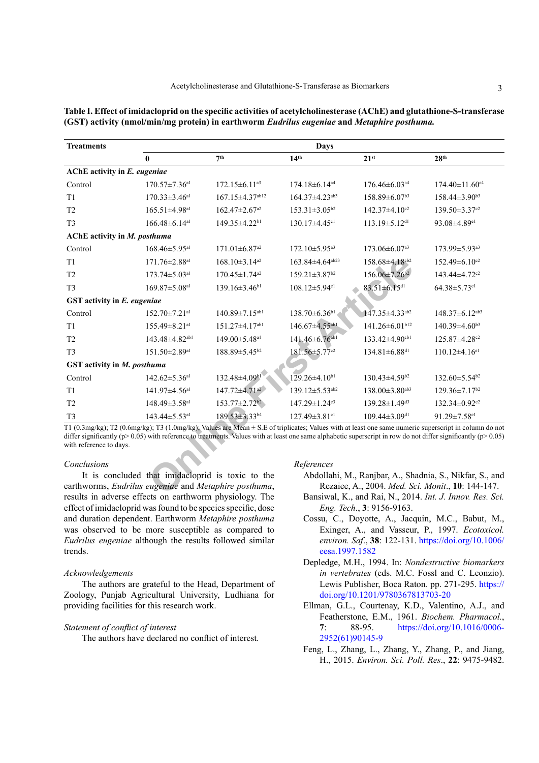**Table I. Effect of imidacloprid on the specific activities of acetylcholinesterase (AChE) and glutathione-S-transferase (GST) activity (nmol/min/mg protein) in earthworm *Eudrilus eugeniae* and *Metaphire posthuma.***

| Treatments | Days | | | | |
|---|---|---|---|---|---|
| | 0 | 7th | 14th | 21st | 28th |
| **AChE activity in *E. eugeniae*** | | | | | |
| Control | 170.57±7.36a1 | 172.15±6.11a3 | 174.18±6.14a4 | 176.46±6.03a4 | 174.40±11.60a4 |
| T1 | 170.33±3.46a1 | 167.15±4.37ab12 | 164.37±4.23ab3 | 158.89±6.07b3 | 158.44±3.90b3 |
| T2 | 165.51±4.98a1 | 162.47±2.67a2 | 153.31±3.05b2 | 142.37±4.10c2 | 139.50±3.37c2 |
| T3 | 166.48±6.14a1 | 149.35±4.22b1 | 130.17±4.45c1 | 113.19±5.12d1 | 93.08±4.89e1 |
| **AChE activity in *M. posthuma*** | | | | | |
| Control | 168.46±5.95a1 | 171.01±6.87a2 | 172.10±5.95a3 | 173.06±6.07a3 | 173.99±5.93a3 |
| T1 | 171.76±2.88a1 | 168.10±3.14a2 | 163.84±4.64ab23 | 158.68±4.18cb2 | 152.49±6.10c2 |
| T2 | 173.74±5.03a1 | 170.45±1.74a2 | 159.21±3.87b2 | 156.06±7.26b2 | 143.44±4.72c2 |
| T3 | 169.87±5.08a1 | 139.16±3.46b1 | 108.12±5.94c1 | 83.51±6.15d1 | 64.38±5.73e1 |
| **GST activity in *E. eugeniae*** | | | | | |
| Control | 152.70±7.21a1 | 140.89±7.15ab1 | 138.70±6.36b1 | 147.35±4.33ab2 | 148.37±6.12ab3 |
| T1 | 155.49±8.21a1 | 151.27±4.17ab1 | 146.67±4.55ab1 | 141.26±6.01b12 | 140.39±4.60b3 |
| T2 | 143.48±4.82ab1 | 149.00±5.48a1 | 141.46±6.76ab1 | 133.42±4.90cb1 | 125.87±4.28c2 |
| T3 | 151.50±2.89a1 | 188.89±5.45b2 | 181.56±5.77c2 | 134.81±6.88d1 | 110.12±4.16e1 |
| **GST activity in *M. posthuma*** | | | | | |
| Control | 142.62±5.36a1 | 132.48±4.09b1 | 129.26±4.10b1 | 130.43±4.59b2 | 132.60±5.54b2 |
| T1 | 141.97±4.56a1 | 147.72±4.71a2 | 139.12±5.53ab2 | 138.00±3.80ab3 | 129.36±7.17b2 |
| T2 | 148.49±3.58a1 | 153.77±2.72b2 | 147.29±1.24c3 | 139.28±1.49d3 | 132.34±0.92e2 |
| T3 | 143.44±5.53a1 | 189.53±3.33b4 | 127.49±3.81c1 | 109.44±3.09d1 | 91.29±7.58e1 |

T1 (0.3mg/kg); T2 (0.6mg/kg); T3 (1.0mg/kg); Values are Mean ± S.E of triplicates; Values with at least one same numeric superscript in column do not differ significantly (p> 0.05) with reference to treatments. Values with at least one same alphabetic superscript in row do not differ significantly (p> 0.05) with reference to days.

### *Conclusions*

It is concluded that imidacloprid is toxic to the earthworms, *Eudrilus eugeniae* and *Metaphire posthuma*, results in adverse effects on earthworm physiology. The effect of imidacloprid was found to be species specific, dose and duration dependent. Earthworm *Metaphire posthuma* was observed to be more susceptible as compared to *Eudrilus eugeniae* although the results followed similar trends.

### *Acknowledgements*

The authors are grateful to the Head, Department of Zoology, Punjab Agricultural University, Ludhiana for providing facilities for this research work.

### *Statement of conflict of interest*

The authors have declared no conflict of interest.

### *References*

Abdollahi, M., Ranjbar, A., Shadnia, S., Nikfar, S., and Rezaiee, A., 2004. *Med. Sci. Monit*., **10**: 144-147.

Bansiwal, K., and Rai, N., 2014. *Int. J. Innov. Res. Sci. Eng. Tech*., **3**: 9156-9163.

Cossu, C., Doyotte, A., Jacquin, M.C., Babut, M., Exinger, A., and Vasseur, P., 1997. *Ecotoxicol. environ. Saf*., **38**: 122-131. https://doi.org/10.1006/eesa.1997.1582

Depledge, M.H., 1994. In: *Nondestructive biomarkers in vertebrates* (eds. M.C. Fossl and C. Leonzio). Lewis Publisher, Boca Raton. pp. 271-295. https://doi.org/10.1201/9780367813703-20

Ellman, G.L., Courtenay, K.D., Valentino, A.J., and Featherstone, E.M., 1961. *Biochem. Pharmacol.*, **7**: 88-95. https://doi.org/10.1016/0006-2952(61)90145-9

Feng, L., Zhang, L., Zhang, Y., Zhang, P., and Jiang, H., 2015. *Environ. Sci. Poll. Res*., **22**: 9475-9482.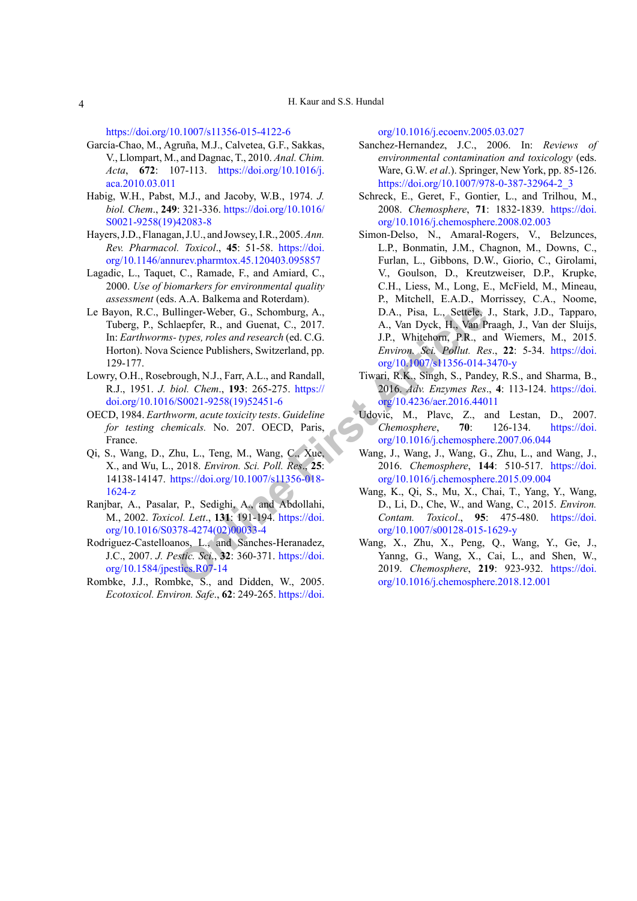https://doi.org/10.1007/s11356-015-4122-6

García-Chao, M., Agruña, M.J., Calvetea, G.F., Sakkas, V., Llompart, M., and Dagnac, T., 2010. *Anal. Chim. Acta*, **672**: 107-113. https://doi.org/10.1016/j.aca.2010.03.011

Habig, W.H., Pabst, M.J., and Jacoby, W.B., 1974. *J. biol. Chem*., **249**: 321-336. https://doi.org/10.1016/S0021-9258(19)42083-8

Hayers, J.D., Flanagan, J.U., and Jowsey, I.R., 2005. *Ann. Rev. Pharmacol. Toxicol*., **45**: 51-58. https://doi.org/10.1146/annurev.pharmtox.45.120403.095857

Lagadic, L., Taquet, C., Ramade, F., and Amiard, C., 2000. *Use of biomarkers for environmental quality assessment* (eds. A.A. Balkema and Roterdam).

Le Bayon, R.C., Bullinger-Weber, G., Schomburg, A., Tuberg, P., Schlaepfer, R., and Guenat, C., 2017. In: *Earthworms- types, roles and research* (ed. C.G. Horton). Nova Science Publishers, Switzerland, pp. 129-177.

Lowry, O.H., Rosebrough, N.J., Farr, A.L., and Randall, R.J., 1951. *J. biol. Chem*., **193**: 265-275. https://doi.org/10.1016/S0021-9258(19)52451-6

OECD, 1984. *Earthworm, acute toxicity tests*. *Guideline for testing chemicals.* No. 207. OECD, Paris, France.

Qi, S., Wang, D., Zhu, L., Teng, M., Wang, C., Xue, X., and Wu, L., 2018. *Environ. Sci. Poll. Res*., **25**: 14138-14147. https://doi.org/10.1007/s11356-018-1624-z

Ranjbar, A., Pasalar, P., Sedighi, A., and Abdollahi, M., 2002. *Toxicol. Lett*., **131**: 191-194. https://doi.org/10.1016/S0378-4274(02)00033-4

Rodriguez-Castelloanos, L., and Sanches-Heranadez, J.C., 2007. *J. Pestic. Sci*., **32**: 360-371. https://doi.org/10.1584/jpestics.R07-14

Rombke, J.J., Rombke, S., and Didden, W., 2005. *Ecotoxicol. Environ. Safe*., **62**: 249-265. https://doi.org/10.1016/j.ecoenv.2005.03.027

Sanchez-Hernandez, J.C., 2006. In: *Reviews of environmental contamination and toxicology* (eds. Ware, G.W. *et al*.). Springer, New York, pp. 85-126. https://doi.org/10.1007/978-0-387-32964-2_3

Schreck, E., Geret, F., Gontier, L., and Trilhou, M., 2008. *Chemosphere*, **71**: 1832-1839. https://doi.org/10.1016/j.chemosphere.2008.02.003

Simon-Delso, N., Amaral-Rogers, V., Belzunces, L.P., Bonmatin, J.M., Chagnon, M., Downs, C., Furlan, L., Gibbons, D.W., Giorio, C., Girolami, V., Goulson, D., Kreutzweiser, D.P., Krupke, C.H., Liess, M., Long, E., McField, M., Mineau, P., Mitchell, E.A.D., Morrissey, C.A., Noome, D.A., Pisa, L., Settele, J., Stark, J.D., Tapparo, A., Van Dyck, H., Van Praagh, J., Van der Sluijs, J.P., Whitehorn, P.R., and Wiemers, M., 2015. *Environ. Sci. Pollut. Res*., **22**: 5-34. https://doi.org/10.1007/s11356-014-3470-y

Tiwari, R.K., Singh, S., Pandey, R.S., and Sharma, B., 2016. *Adv. Enzymes Res*., **4**: 113-124. https://doi.org/10.4236/aer.2016.44011

Udovic, M., Plavc, Z., and Lestan, D., 2007. *Chemosphere*, **70**: 126-134. https://doi.org/10.1016/j.chemosphere.2007.06.044

Wang, J., Wang, J., Wang, G., Zhu, L., and Wang, J., 2016. *Chemosphere*, **144**: 510-517. https://doi.org/10.1016/j.chemosphere.2015.09.004

Wang, K., Qi, S., Mu, X., Chai, T., Yang, Y., Wang, D., Li, D., Che, W., and Wang, C., 2015. *Environ. Contam. Toxicol*., **95**: 475-480. https://doi.org/10.1007/s00128-015-1629-y

Wang, X., Zhu, X., Peng, Q., Wang, Y., Ge, J., Yanng, G., Wang, X., Cai, L., and Shen, W., 2019. *Chemosphere*, **219**: 923-932. https://doi.org/10.1016/j.chemosphere.2018.12.001